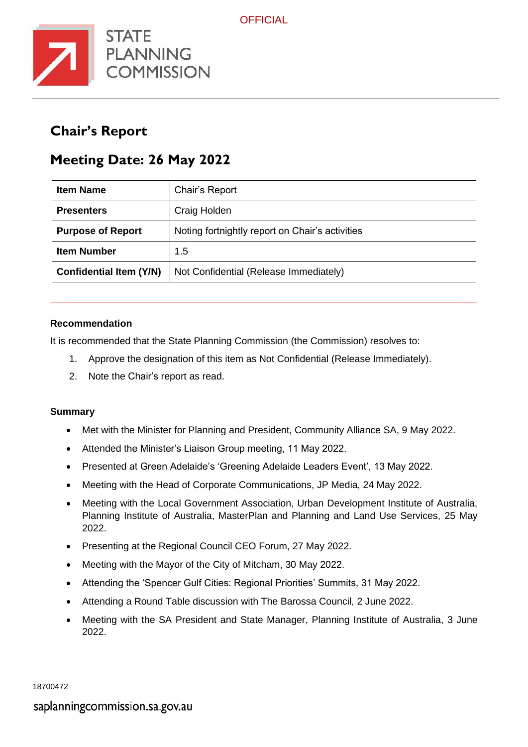OFFICIAL

STATE PLANNING COMMISSION

# Chair's Report

## Meeting Date: 26 May 2022

| **Item Name** | Chair's Report |
|---|---|
| **Presenters** | Craig Holden |
| **Purpose of Report** | Noting fortnightly report on Chair's activities |
| **Item Number** | 1.5 |
| **Confidential Item (Y/N)** | Not Confidential (Release Immediately) |

**Recommendation**

It is recommended that the State Planning Commission (the Commission) resolves to:

1. Approve the designation of this item as Not Confidential (Release Immediately).
2. Note the Chair's report as read.

**Summary**

- Met with the Minister for Planning and President, Community Alliance SA, 9 May 2022.
- Attended the Minister's Liaison Group meeting, 11 May 2022.
- Presented at Green Adelaide's 'Greening Adelaide Leaders Event', 13 May 2022.
- Meeting with the Head of Corporate Communications, JP Media, 24 May 2022.
- Meeting with the Local Government Association, Urban Development Institute of Australia, Planning Institute of Australia, MasterPlan and Planning and Land Use Services, 25 May 2022.
- Presenting at the Regional Council CEO Forum, 27 May 2022.
- Meeting with the Mayor of the City of Mitcham, 30 May 2022.
- Attending the 'Spencer Gulf Cities: Regional Priorities' Summits, 31 May 2022.
- Attending a Round Table discussion with The Barossa Council, 2 June 2022.
- Meeting with the SA President and State Manager, Planning Institute of Australia, 3 June 2022.

18700472

saplanningcommission.sa.gov.au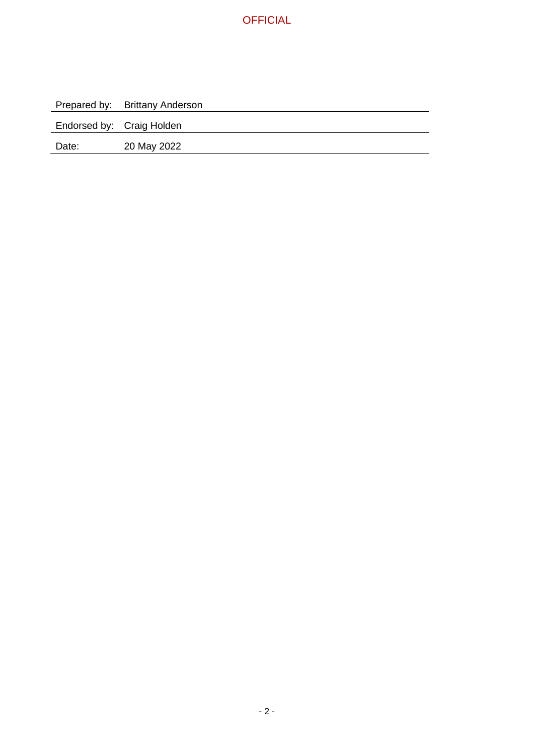| | |
|---|---|
| Prepared by: | Brittany Anderson |
| Endorsed by: | Craig Holden |
| Date: | 20 May 2022 |